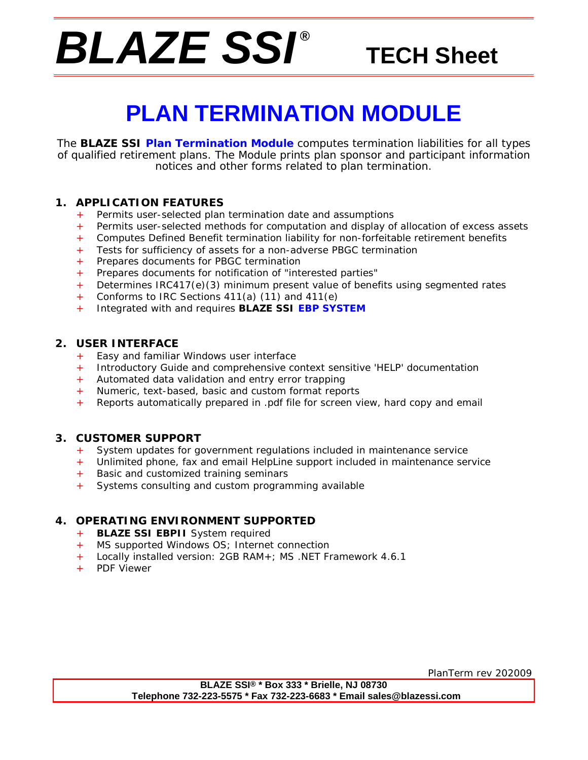# BLAZE SSI® TECH Sheet

# PLAN TERMINATION MODULE

The **BLAZE SSI** **Plan Termination Module** computes termination liabilities for all types of qualified retirement plans. The Module prints plan sponsor and participant information notices and other forms related to plan termination.

## 1. APPLICATION FEATURES

- Permits user-selected plan termination date and assumptions
- Permits user-selected methods for computation and display of allocation of excess assets
- Computes Defined Benefit termination liability for non-forfeitable retirement benefits
- Tests for sufficiency of assets for a non-adverse PBGC termination
- Prepares documents for PBGC termination
- Prepares documents for notification of "interested parties"
- Determines IRC417(e)(3) minimum present value of benefits using segmented rates
- Conforms to IRC Sections 411(a) (11) and 411(e)
- Integrated with and requires **BLAZE SSI** **EBP SYSTEM**

## 2. USER INTERFACE

- Easy and familiar Windows user interface
- Introductory Guide and comprehensive context sensitive 'HELP' documentation
- Automated data validation and entry error trapping
- Numeric, text-based, basic and custom format reports
- Reports automatically prepared in .pdf file for screen view, hard copy and email

## 3. CUSTOMER SUPPORT

- System updates for government regulations included in maintenance service
- Unlimited phone, fax and email HelpLine support included in maintenance service
- Basic and customized training seminars
- Systems consulting and custom programming available

## 4. OPERATING ENVIRONMENT SUPPORTED

- **BLAZE SSI EBPII** System required
- MS supported Windows OS; Internet connection
- Locally installed version: 2GB RAM+; MS .NET Framework 4.6.1
- PDF Viewer

PlanTerm rev 202009

**BLAZE SSI® * Box 333 * Brielle, NJ 08730**
**Telephone 732-223-5575 * Fax 732-223-6683 * Email sales@blazessi.com**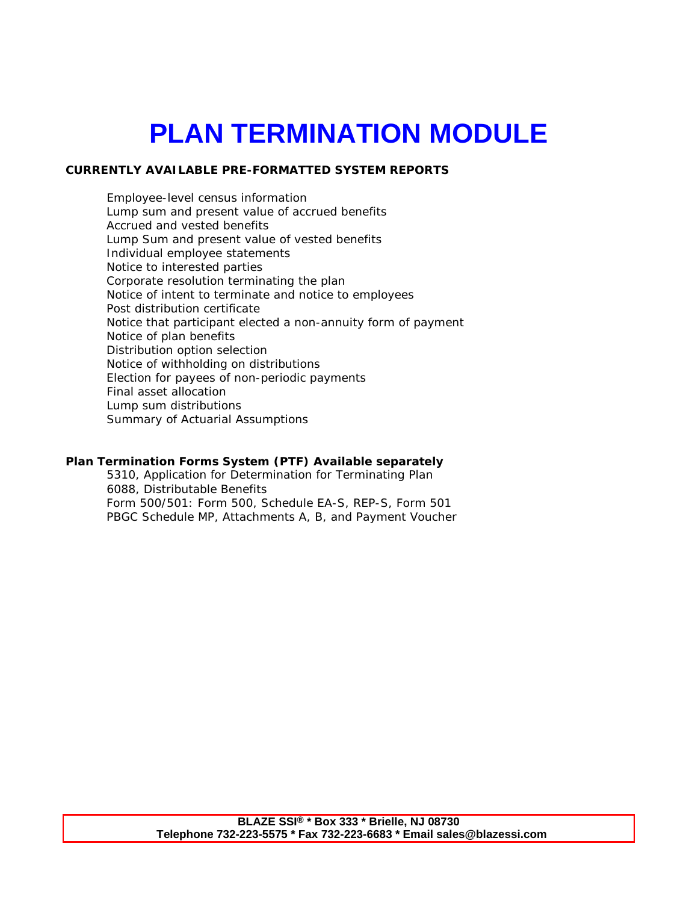# PLAN TERMINATION MODULE

**CURRENTLY AVAILABLE PRE-FORMATTED SYSTEM REPORTS**

- Employee-level census information
- Lump sum and present value of accrued benefits
- Accrued and vested benefits
- Lump Sum and present value of vested benefits
- Individual employee statements
- Notice to interested parties
- Corporate resolution terminating the plan
- Notice of intent to terminate and notice to employees
- Post distribution certificate
- Notice that participant elected a non-annuity form of payment
- Notice of plan benefits
- Distribution option selection
- Notice of withholding on distributions
- Election for payees of non-periodic payments
- Final asset allocation
- Lump sum distributions
- Summary of Actuarial Assumptions

**Plan Termination Forms System (PTF) Available separately**

- 5310, Application for Determination for Terminating Plan
- 6088, Distributable Benefits
- Form 500/501: Form 500, Schedule EA-S, REP-S, Form 501
- PBGC Schedule MP, Attachments A, B, and Payment Voucher

**BLAZE SSI® * Box 333 * Brielle, NJ 08730**
**Telephone 732-223-5575 * Fax 732-223-6683 * Email sales@blazessi.com**